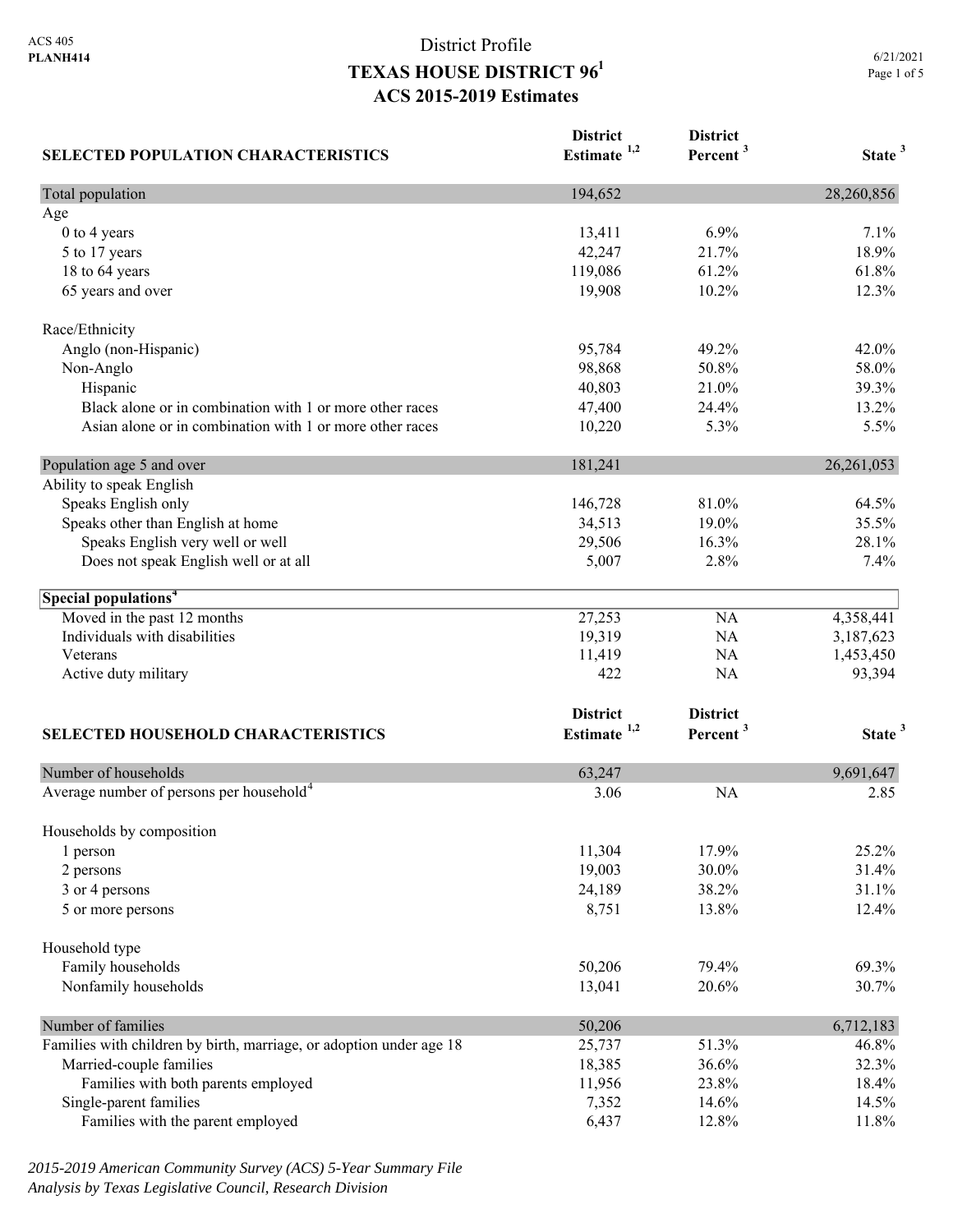ACS 405
**PLANH414**

# District Profile
# TEXAS HOUSE DISTRICT 96[1]
## ACS 2015-2019 Estimates

6/21/2021

| SELECTED POPULATION CHARACTERISTICS | District Estimate [1,2] | District Percent [3] | State [3] |
|---|---|---|---|
| Total population | 194,652 | | 28,260,856 |
| Age | | | |
| 0 to 4 years | 13,411 | 6.9% | 7.1% |
| 5 to 17 years | 42,247 | 21.7% | 18.9% |
| 18 to 64 years | 119,086 | 61.2% | 61.8% |
| 65 years and over | 19,908 | 10.2% | 12.3% |
| Race/Ethnicity | | | |
| Anglo (non-Hispanic) | 95,784 | 49.2% | 42.0% |
| Non-Anglo | 98,868 | 50.8% | 58.0% |
| Hispanic | 40,803 | 21.0% | 39.3% |
| Black alone or in combination with 1 or more other races | 47,400 | 24.4% | 13.2% |
| Asian alone or in combination with 1 or more other races | 10,220 | 5.3% | 5.5% |
| Population age 5 and over | 181,241 | | 26,261,053 |
| Ability to speak English | | | |
| Speaks English only | 146,728 | 81.0% | 64.5% |
| Speaks other than English at home | 34,513 | 19.0% | 35.5% |
| Speaks English very well or well | 29,506 | 16.3% | 28.1% |
| Does not speak English well or at all | 5,007 | 2.8% | 7.4% |
| **Special populations[4]** | | | |
| Moved in the past 12 months | 27,253 | NA | 4,358,441 |
| Individuals with disabilities | 19,319 | NA | 3,187,623 |
| Veterans | 11,419 | NA | 1,453,450 |
| Active duty military | 422 | NA | 93,394 |

| SELECTED HOUSEHOLD CHARACTERISTICS | District Estimate [1,2] | District Percent [3] | State [3] |
|---|---|---|---|
| Number of households | 63,247 | | 9,691,647 |
| Average number of persons per household[4] | 3.06 | NA | 2.85 |
| Households by composition | | | |
| 1 person | 11,304 | 17.9% | 25.2% |
| 2 persons | 19,003 | 30.0% | 31.4% |
| 3 or 4 persons | 24,189 | 38.2% | 31.1% |
| 5 or more persons | 8,751 | 13.8% | 12.4% |
| Household type | | | |
| Family households | 50,206 | 79.4% | 69.3% |
| Nonfamily households | 13,041 | 20.6% | 30.7% |
| Number of families | 50,206 | | 6,712,183 |
| Families with children by birth, marriage, or adoption under age 18 | 25,737 | 51.3% | 46.8% |
| Married-couple families | 18,385 | 36.6% | 32.3% |
| Families with both parents employed | 11,956 | 23.8% | 18.4% |
| Single-parent families | 7,352 | 14.6% | 14.5% |
| Families with the parent employed | 6,437 | 12.8% | 11.8% |

*2015-2019 American Community Survey (ACS) 5-Year Summary File*
*Analysis by Texas Legislative Council, Research Division*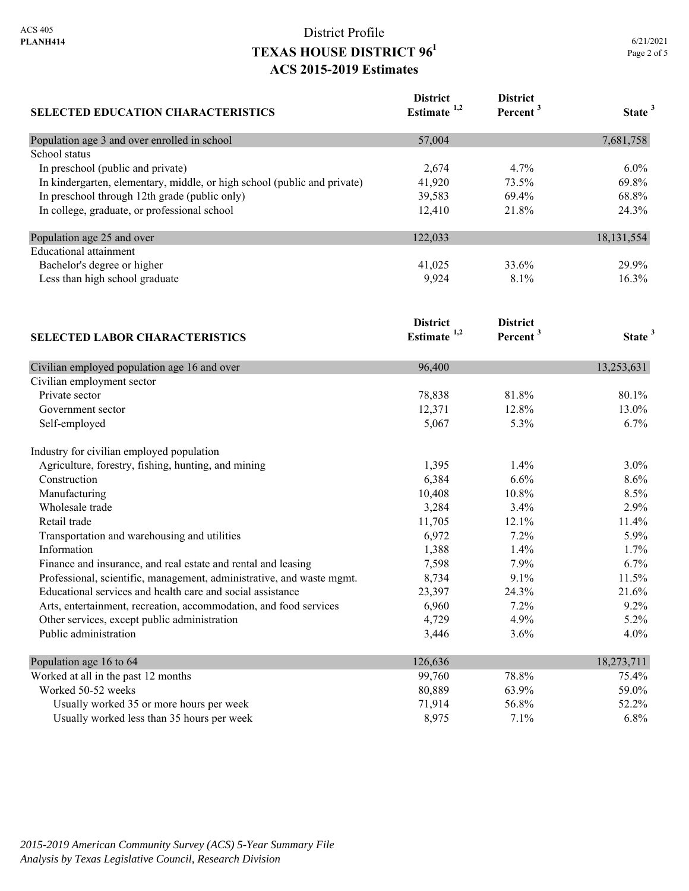ACS 405
**PLANH414**

# District Profile
## TEXAS HOUSE DISTRICT 96[1]
## ACS 2015-2019 Estimates

6/21/2021

| SELECTED EDUCATION CHARACTERISTICS | District Estimate [1,2] | District Percent [3] | State [3] |
|---|---|---|---|
| Population age 3 and over enrolled in school | 57,004 | | 7,681,758 |
| School status | | | |
| In preschool (public and private) | 2,674 | 4.7% | 6.0% |
| In kindergarten, elementary, middle, or high school (public and private) | 41,920 | 73.5% | 69.8% |
| In preschool through 12th grade (public only) | 39,583 | 69.4% | 68.8% |
| In college, graduate, or professional school | 12,410 | 21.8% | 24.3% |
| Population age 25 and over | 122,033 | | 18,131,554 |
| Educational attainment | | | |
| Bachelor's degree or higher | 41,025 | 33.6% | 29.9% |
| Less than high school graduate | 9,924 | 8.1% | 16.3% |

| SELECTED LABOR CHARACTERISTICS | District Estimate [1,2] | District Percent [3] | State [3] |
|---|---|---|---|
| Civilian employed population age 16 and over | 96,400 | | 13,253,631 |
| Civilian employment sector | | | |
| Private sector | 78,838 | 81.8% | 80.1% |
| Government sector | 12,371 | 12.8% | 13.0% |
| Self-employed | 5,067 | 5.3% | 6.7% |
| Industry for civilian employed population | | | |
| Agriculture, forestry, fishing, hunting, and mining | 1,395 | 1.4% | 3.0% |
| Construction | 6,384 | 6.6% | 8.6% |
| Manufacturing | 10,408 | 10.8% | 8.5% |
| Wholesale trade | 3,284 | 3.4% | 2.9% |
| Retail trade | 11,705 | 12.1% | 11.4% |
| Transportation and warehousing and utilities | 6,972 | 7.2% | 5.9% |
| Information | 1,388 | 1.4% | 1.7% |
| Finance and insurance, and real estate and rental and leasing | 7,598 | 7.9% | 6.7% |
| Professional, scientific, management, administrative, and waste mgmt. | 8,734 | 9.1% | 11.5% |
| Educational services and health care and social assistance | 23,397 | 24.3% | 21.6% |
| Arts, entertainment, recreation, accommodation, and food services | 6,960 | 7.2% | 9.2% |
| Other services, except public administration | 4,729 | 4.9% | 5.2% |
| Public administration | 3,446 | 3.6% | 4.0% |
| Population age 16 to 64 | 126,636 | | 18,273,711 |
| Worked at all in the past 12 months | 99,760 | 78.8% | 75.4% |
| Worked 50-52 weeks | 80,889 | 63.9% | 59.0% |
| Usually worked 35 or more hours per week | 71,914 | 56.8% | 52.2% |
| Usually worked less than 35 hours per week | 8,975 | 7.1% | 6.8% |

*2015-2019 American Community Survey (ACS) 5-Year Summary File*
*Analysis by Texas Legislative Council, Research Division*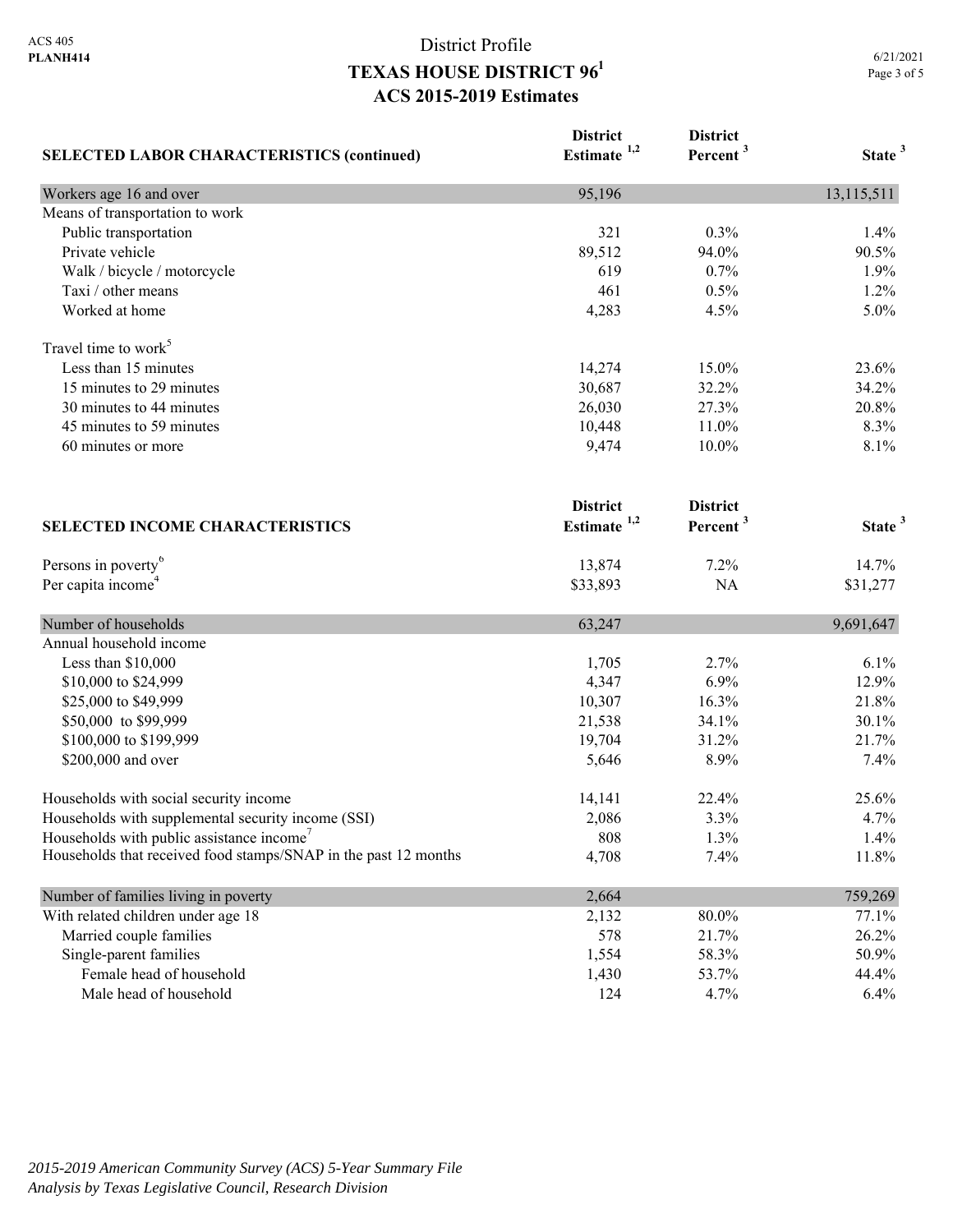District Profile

# TEXAS HOUSE DISTRICT 96[1]

## ACS 2015-2019 Estimates

| SELECTED LABOR CHARACTERISTICS (continued) | District Estimate [1,2] | District Percent [3] | State [3] |
|---|---|---|---|
| Workers age 16 and over | 95,196 | | 13,115,511 |
| Means of transportation to work | | | |
| Public transportation | 321 | 0.3% | 1.4% |
| Private vehicle | 89,512 | 94.0% | 90.5% |
| Walk / bicycle / motorcycle | 619 | 0.7% | 1.9% |
| Taxi / other means | 461 | 0.5% | 1.2% |
| Worked at home | 4,283 | 4.5% | 5.0% |
| Travel time to work[5] | | | |
| Less than 15 minutes | 14,274 | 15.0% | 23.6% |
| 15 minutes to 29 minutes | 30,687 | 32.2% | 34.2% |
| 30 minutes to 44 minutes | 26,030 | 27.3% | 20.8% |
| 45 minutes to 59 minutes | 10,448 | 11.0% | 8.3% |
| 60 minutes or more | 9,474 | 10.0% | 8.1% |

| SELECTED INCOME CHARACTERISTICS | District Estimate [1,2] | District Percent [3] | State [3] |
|---|---|---|---|
| Persons in poverty[6] | 13,874 | 7.2% | 14.7% |
| Per capita income[4] | $33,893 | NA | $31,277 |
| Number of households | 63,247 | | 9,691,647 |
| Annual household income | | | |
| Less than $10,000 | 1,705 | 2.7% | 6.1% |
| $10,000 to $24,999 | 4,347 | 6.9% | 12.9% |
| $25,000 to $49,999 | 10,307 | 16.3% | 21.8% |
| $50,000 to $99,999 | 21,538 | 34.1% | 30.1% |
| $100,000 to $199,999 | 19,704 | 31.2% | 21.7% |
| $200,000 and over | 5,646 | 8.9% | 7.4% |
| Households with social security income | 14,141 | 22.4% | 25.6% |
| Households with supplemental security income (SSI) | 2,086 | 3.3% | 4.7% |
| Households with public assistance income[7] | 808 | 1.3% | 1.4% |
| Households that received food stamps/SNAP in the past 12 months | 4,708 | 7.4% | 11.8% |
| Number of families living in poverty | 2,664 | | 759,269 |
| With related children under age 18 | 2,132 | 80.0% | 77.1% |
| Married couple families | 578 | 21.7% | 26.2% |
| Single-parent families | 1,554 | 58.3% | 50.9% |
| Female head of household | 1,430 | 53.7% | 44.4% |
| Male head of household | 124 | 4.7% | 6.4% |

*2015-2019 American Community Survey (ACS) 5-Year Summary File*
*Analysis by Texas Legislative Council, Research Division*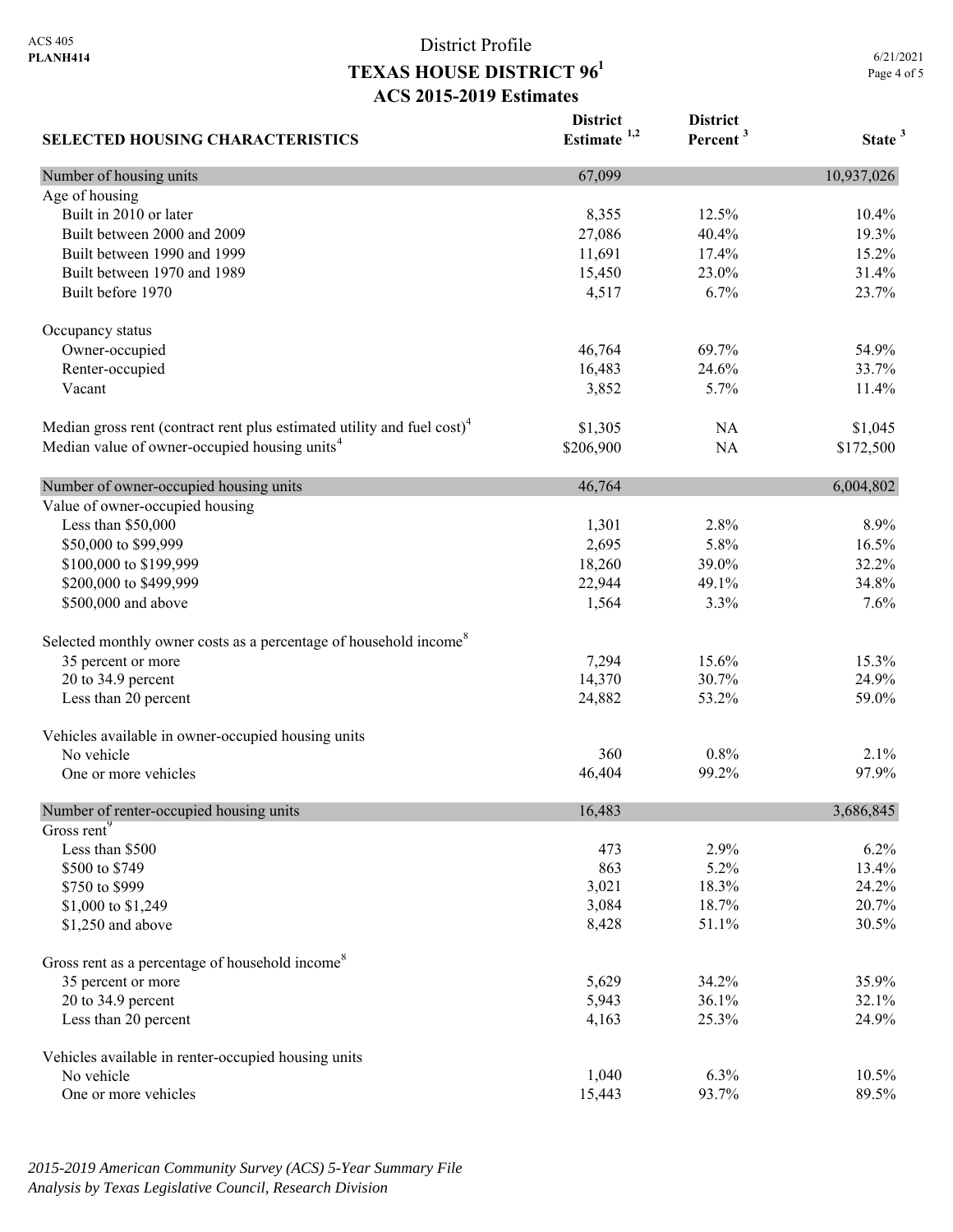ACS 405
**PLANH414**

# District Profile
## TEXAS HOUSE DISTRICT 96[1]
## ACS 2015-2019 Estimates

6/21/2021

| SELECTED HOUSING CHARACTERISTICS | District Estimate [1,2] | District Percent [3] | State [3] |
|---|---|---|---|
| Number of housing units | 67,099 | | 10,937,026 |
| Age of housing | | | |
| Built in 2010 or later | 8,355 | 12.5% | 10.4% |
| Built between 2000 and 2009 | 27,086 | 40.4% | 19.3% |
| Built between 1990 and 1999 | 11,691 | 17.4% | 15.2% |
| Built between 1970 and 1989 | 15,450 | 23.0% | 31.4% |
| Built before 1970 | 4,517 | 6.7% | 23.7% |
| Occupancy status | | | |
| Owner-occupied | 46,764 | 69.7% | 54.9% |
| Renter-occupied | 16,483 | 24.6% | 33.7% |
| Vacant | 3,852 | 5.7% | 11.4% |
| Median gross rent (contract rent plus estimated utility and fuel cost)[4] | $1,305 | NA | $1,045 |
| Median value of owner-occupied housing units[4] | $206,900 | NA | $172,500 |
| Number of owner-occupied housing units | 46,764 | | 6,004,802 |
| Value of owner-occupied housing | | | |
| Less than $50,000 | 1,301 | 2.8% | 8.9% |
| $50,000 to $99,999 | 2,695 | 5.8% | 16.5% |
| $100,000 to $199,999 | 18,260 | 39.0% | 32.2% |
| $200,000 to $499,999 | 22,944 | 49.1% | 34.8% |
| $500,000 and above | 1,564 | 3.3% | 7.6% |
| Selected monthly owner costs as a percentage of household income[8] | | | |
| 35 percent or more | 7,294 | 15.6% | 15.3% |
| 20 to 34.9 percent | 14,370 | 30.7% | 24.9% |
| Less than 20 percent | 24,882 | 53.2% | 59.0% |
| Vehicles available in owner-occupied housing units | | | |
| No vehicle | 360 | 0.8% | 2.1% |
| One or more vehicles | 46,404 | 99.2% | 97.9% |
| Number of renter-occupied housing units | 16,483 | | 3,686,845 |
| Gross rent[9] | | | |
| Less than $500 | 473 | 2.9% | 6.2% |
| $500 to $749 | 863 | 5.2% | 13.4% |
| $750 to $999 | 3,021 | 18.3% | 24.2% |
| $1,000 to $1,249 | 3,084 | 18.7% | 20.7% |
| $1,250 and above | 8,428 | 51.1% | 30.5% |
| Gross rent as a percentage of household income[8] | | | |
| 35 percent or more | 5,629 | 34.2% | 35.9% |
| 20 to 34.9 percent | 5,943 | 36.1% | 32.1% |
| Less than 20 percent | 4,163 | 25.3% | 24.9% |
| Vehicles available in renter-occupied housing units | | | |
| No vehicle | 1,040 | 6.3% | 10.5% |
| One or more vehicles | 15,443 | 93.7% | 89.5% |

*2015-2019 American Community Survey (ACS) 5-Year Summary File*
*Analysis by Texas Legislative Council, Research Division*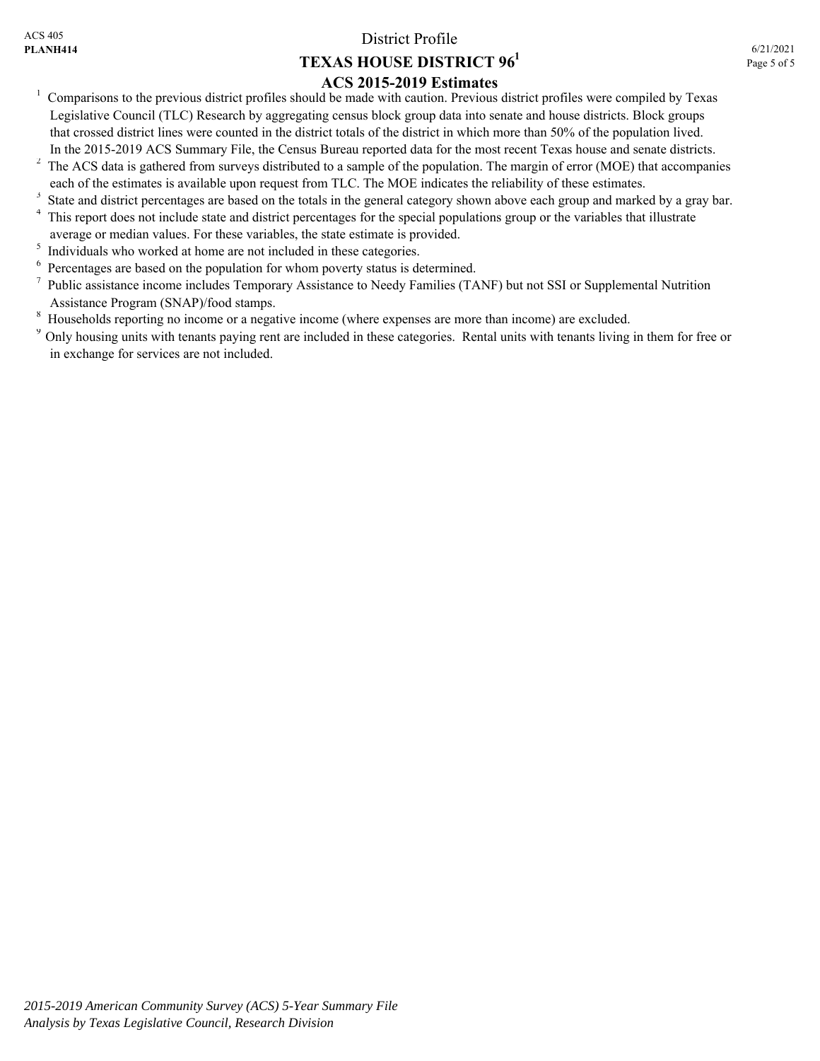[1] Comparisons to the previous district profiles should be made with caution. Previous district profiles were compiled by Texas Legislative Council (TLC) Research by aggregating census block group data into senate and house districts. Block groups that crossed district lines were counted in the district totals of the district in which more than 50% of the population lived. In the 2015-2019 ACS Summary File, the Census Bureau reported data for the most recent Texas house and senate districts.

[2] The ACS data is gathered from surveys distributed to a sample of the population. The margin of error (MOE) that accompanies each of the estimates is available upon request from TLC. The MOE indicates the reliability of these estimates.

[3] State and district percentages are based on the totals in the general category shown above each group and marked by a gray bar.

[4] This report does not include state and district percentages for the special populations group or the variables that illustrate average or median values. For these variables, the state estimate is provided.

[5] Individuals who worked at home are not included in these categories.

[6] Percentages are based on the population for whom poverty status is determined.

[7] Public assistance income includes Temporary Assistance to Needy Families (TANF) but not SSI or Supplemental Nutrition Assistance Program (SNAP)/food stamps.

[8] Households reporting no income or a negative income (where expenses are more than income) are excluded.

[9] Only housing units with tenants paying rent are included in these categories. Rental units with tenants living in them for free or in exchange for services are not included.